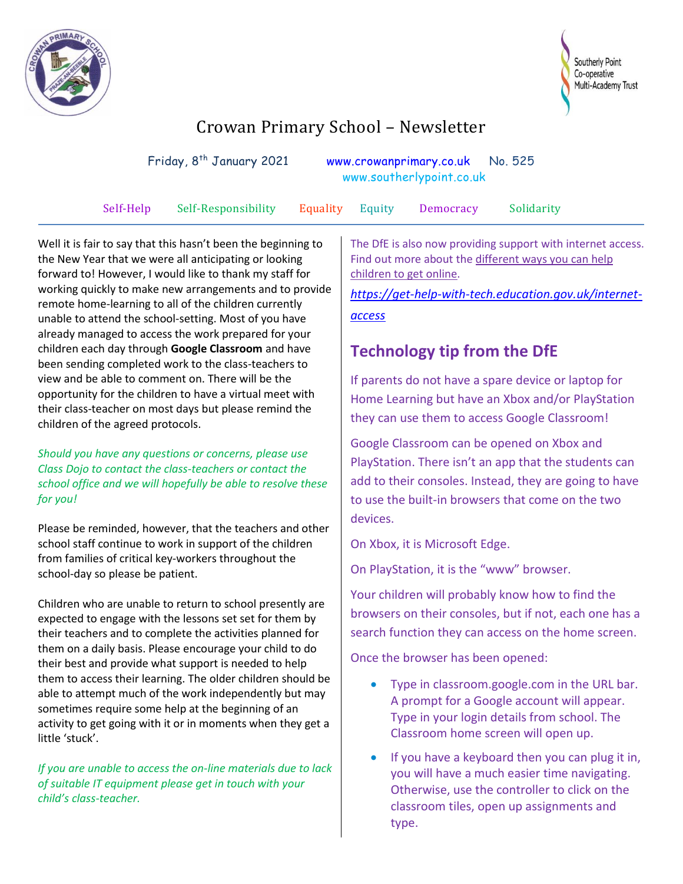Southerly Point Co-operative Multi-Academy Trust

# Crowan Primary School – Newsletter

Friday, 8th January 2021 www.crowanprimary.co.uk No. 525
www.southerlypoint.co.uk

Self-Help Self-Responsibility Equality Equity Democracy Solidarity

Well it is fair to say that this hasn't been the beginning to the New Year that we were all anticipating or looking forward to! However, I would like to thank my staff for working quickly to make new arrangements and to provide remote home-learning to all of the children currently unable to attend the school-setting. Most of you have already managed to access the work prepared for your children each day through **Google Classroom** and have been sending completed work to the class-teachers to view and be able to comment on. There will be the opportunity for the children to have a virtual meet with their class-teacher on most days but please remind the children of the agreed protocols.

*Should you have any questions or concerns, please use Class Dojo to contact the class-teachers or contact the school office and we will hopefully be able to resolve these for you!*

Please be reminded, however, that the teachers and other school staff continue to work in support of the children from families of critical key-workers throughout the school-day so please be patient.

Children who are unable to return to school presently are expected to engage with the lessons set set for them by their teachers and to complete the activities planned for them on a daily basis. Please encourage your child to do their best and provide what support is needed to help them to access their learning. The older children should be able to attempt much of the work independently but may sometimes require some help at the beginning of an activity to get going with it or in moments when they get a little 'stuck'.

*If you are unable to access the on-line materials due to lack of suitable IT equipment please get in touch with your child's class-teacher.*

The DfE is also now providing support with internet access. Find out more about the different ways you can help children to get online.

*https://get-help-with-tech.education.gov.uk/internet-access*

## Technology tip from the DfE

If parents do not have a spare device or laptop for Home Learning but have an Xbox and/or PlayStation they can use them to access Google Classroom!

Google Classroom can be opened on Xbox and PlayStation. There isn't an app that the students can add to their consoles. Instead, they are going to have to use the built-in browsers that come on the two devices.

On Xbox, it is Microsoft Edge.

On PlayStation, it is the "www" browser.

Your children will probably know how to find the browsers on their consoles, but if not, each one has a search function they can access on the home screen.

Once the browser has been opened:

- Type in classroom.google.com in the URL bar. A prompt for a Google account will appear. Type in your login details from school. The Classroom home screen will open up.
- If you have a keyboard then you can plug it in, you will have a much easier time navigating. Otherwise, use the controller to click on the classroom tiles, open up assignments and type.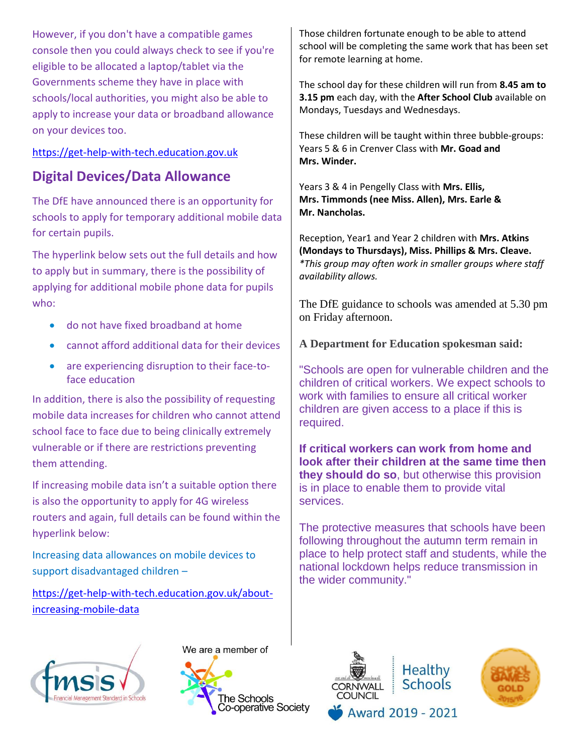However, if you don't have a compatible games console then you could always check to see if you're eligible to be allocated a laptop/tablet via the Governments scheme they have in place with schools/local authorities, you might also be able to apply to increase your data or broadband allowance on your devices too.

https://get-help-with-tech.education.gov.uk

## Digital Devices/Data Allowance

The DfE have announced there is an opportunity for schools to apply for temporary additional mobile data for certain pupils.

The hyperlink below sets out the full details and how to apply but in summary, there is the possibility of applying for additional mobile phone data for pupils who:

- do not have fixed broadband at home
- cannot afford additional data for their devices
- are experiencing disruption to their face-to-face education

In addition, there is also the possibility of requesting mobile data increases for children who cannot attend school face to face due to being clinically extremely vulnerable or if there are restrictions preventing them attending.

If increasing mobile data isn't a suitable option there is also the opportunity to apply for 4G wireless routers and again, full details can be found within the hyperlink below:

Increasing data allowances on mobile devices to support disadvantaged children –

https://get-help-with-tech.education.gov.uk/about-increasing-mobile-data

Those children fortunate enough to be able to attend school will be completing the same work that has been set for remote learning at home.

The school day for these children will run from **8.45 am to 3.15 pm** each day, with the **After School Club** available on Mondays, Tuesdays and Wednesdays.

These children will be taught within three bubble-groups: Years 5 & 6 in Crenver Class with **Mr. Goad and Mrs. Winder.**

Years 3 & 4 in Pengelly Class with **Mrs. Ellis, Mrs. Timmonds (nee Miss. Allen), Mrs. Earle & Mr. Nancholas.**

Reception, Year1 and Year 2 children with **Mrs. Atkins (Mondays to Thursdays), Miss. Phillips & Mrs. Cleave.**
*\*This group may often work in smaller groups where staff availability allows.*

The DfE guidance to schools was amended at 5.30 pm on Friday afternoon.

**A Department for Education spokesman said:**

"Schools are open for vulnerable children and the children of critical workers. We expect schools to work with families to ensure all critical worker children are given access to a place if this is required.

**If critical workers can work from home and look after their children at the same time then they should do so**, but otherwise this provision is in place to enable them to provide vital services.

The protective measures that schools have been following throughout the autumn term remain in place to help protect staff and students, while the national lockdown helps reduce transmission in the wider community."

We are a member of The Schools Co-operative Society

Cornwall Council Healthy Schools Award 2019 - 2021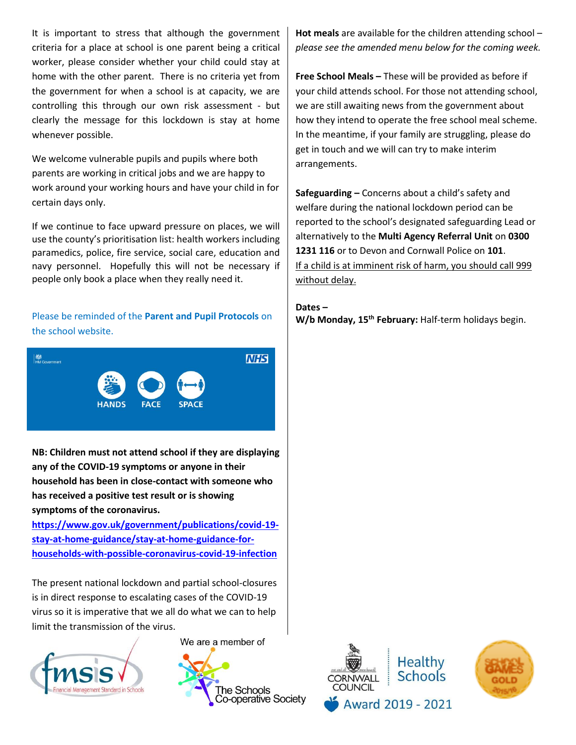It is important to stress that although the government criteria for a place at school is one parent being a critical worker, please consider whether your child could stay at home with the other parent. There is no criteria yet from the government for when a school is at capacity, we are controlling this through our own risk assessment - but clearly the message for this lockdown is stay at home whenever possible.

We welcome vulnerable pupils and pupils where both parents are working in critical jobs and we are happy to work around your working hours and have your child in for certain days only.

If we continue to face upward pressure on places, we will use the county's prioritisation list: health workers including paramedics, police, fire service, social care, education and navy personnel. Hopefully this will not be necessary if people only book a place when they really need it.

Please be reminded of the **Parent and Pupil Protocols** on the school website.

HANDS FACE SPACE

**NB: Children must not attend school if they are displaying any of the COVID-19 symptoms or anyone in their household has been in close-contact with someone who has received a positive test result or is showing symptoms of the coronavirus.**

**https://www.gov.uk/government/publications/covid-19-stay-at-home-guidance/stay-at-home-guidance-for-households-with-possible-coronavirus-covid-19-infection**

The present national lockdown and partial school-closures is in direct response to escalating cases of the COVID-19 virus so it is imperative that we all do what we can to help limit the transmission of the virus.

**Hot meals** are available for the children attending school – *please see the amended menu below for the coming week.*

**Free School Meals –** These will be provided as before if your child attends school. For those not attending school, we are still awaiting news from the government about how they intend to operate the free school meal scheme. In the meantime, if your family are struggling, please do get in touch and we will can try to make interim arrangements.

**Safeguarding –** Concerns about a child's safety and welfare during the national lockdown period can be reported to the school's designated safeguarding Lead or alternatively to the **Multi Agency Referral Unit** on **0300 1231 116** or to Devon and Cornwall Police on **101**.
If a child is at imminent risk of harm, you should call 999 without delay.

**Dates –**
**W/b Monday, 15th February:** Half-term holidays begin.

We are a member of The Schools Co-operative Society

Cornwall Council Healthy Schools Award 2019 - 2021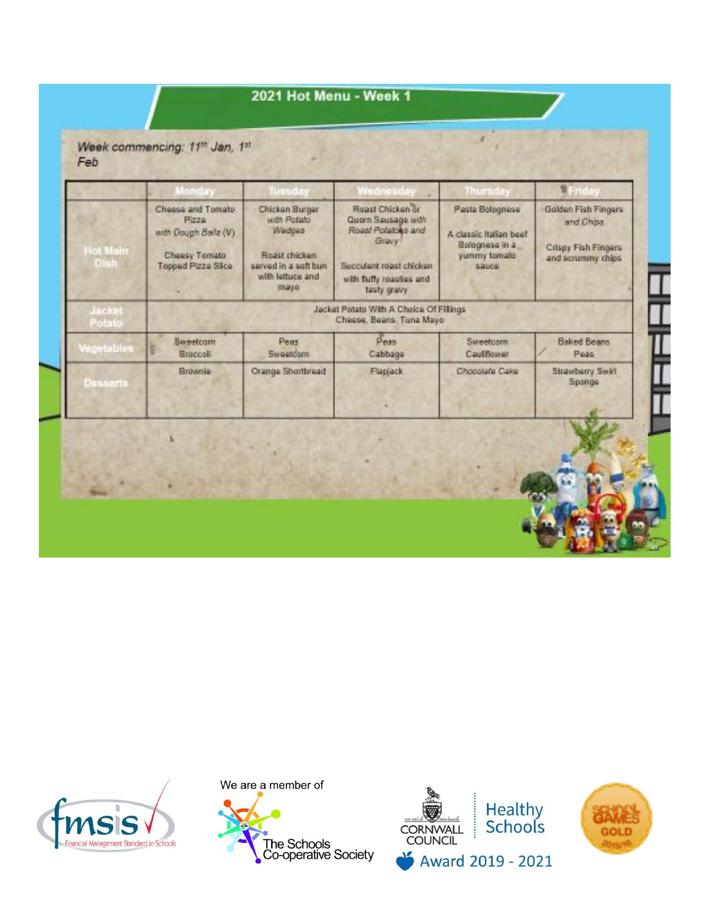# 2021 Hot Menu - Week 1

*Week commencing: 11th Jan, 1st Feb*

| | Monday | Tuesday | Wednesday | Thursday | Friday |
|---|---|---|---|---|---|
| Hot Main Dish | Cheese and Tomato Pizza with Dough Balls (V)<br><br>Cheesy Tomato Topped Pizza Slice | Chicken Burger with Potato Wedges<br><br>Roast chicken served in a soft bun with lettuce and mayo | Roast Chicken or Quorn Sausage with Roast Potatoes and Gravy<br><br>Succulent roast chicken with fluffy roasties and tasty gravy | Pasta Bolognese<br><br>A classic Italian beef Bolognese in a yummy tomato sauce | Golden Fish Fingers and Chips<br><br>Crispy Fish Fingers and scrummy chips |
| Jacket Potato | Jacket Potato With A Choice Of Fillings<br>Cheese, Beans, Tuna Mayo | | | | |
| Vegetables | Sweetcorn<br>Broccoli | Peas<br>Sweetcorn | Peas<br>Cabbage | Sweetcorn<br>Cauliflower | Baked Beans<br>Peas |
| Desserts | Brownie | Orange Shortbread | Flapjack | Chocolate Cake | Strawberry Swirl Sponge |

fmsis Financial Management Standard in Schools

We are a member of The Schools Co-operative Society

Cornwall Council Healthy Schools Award 2019 - 2021

School Games Gold 2015/16